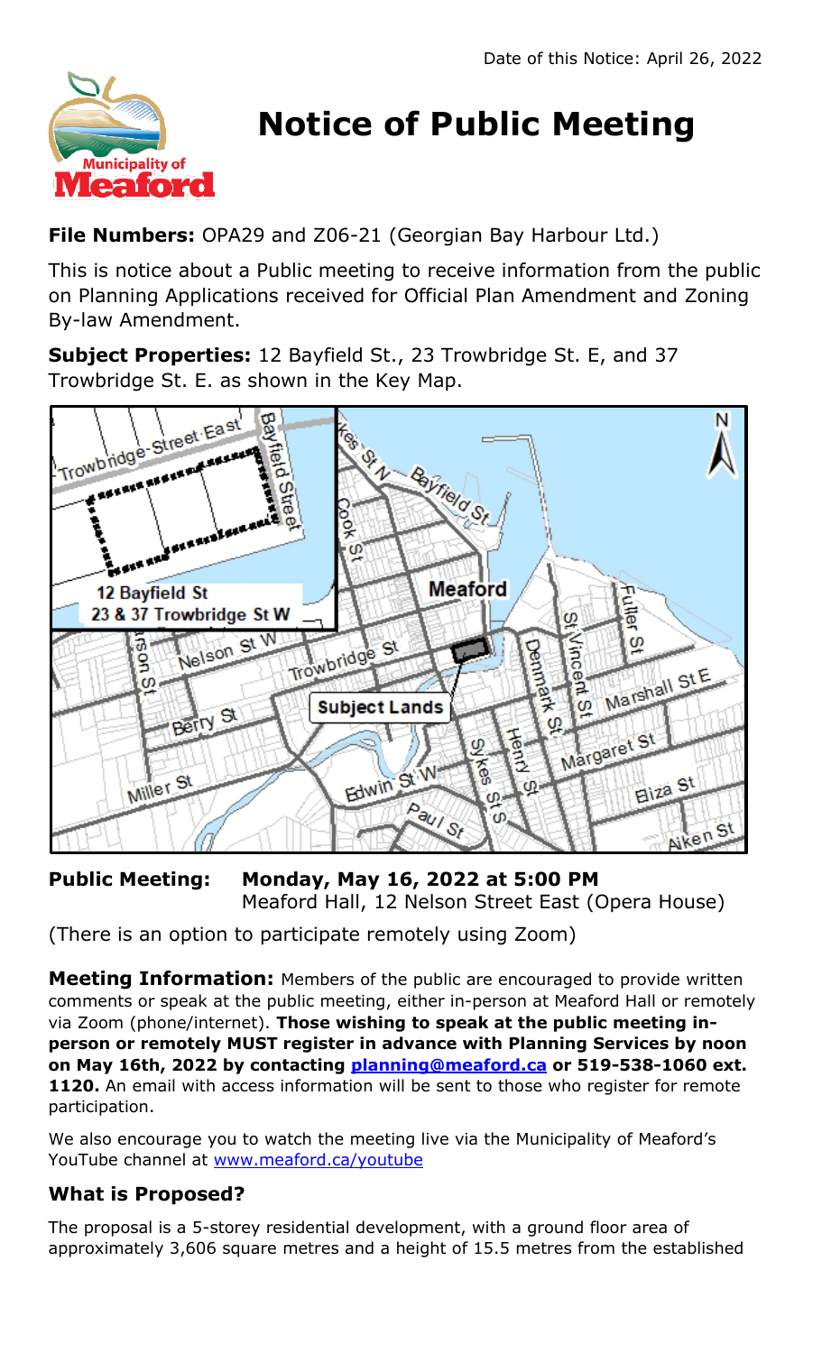Date of this Notice: April 26, 2022

# Notice of Public Meeting

**File Numbers:** OPA29 and Z06-21 (Georgian Bay Harbour Ltd.)

This is notice about a Public meeting to receive information from the public on Planning Applications received for Official Plan Amendment and Zoning By-law Amendment.

**Subject Properties:** 12 Bayfield St., 23 Trowbridge St. E, and 37 Trowbridge St. E. as shown in the Key Map.

**Public Meeting:** **Monday, May 16, 2022 at 5:00 PM**
Meaford Hall, 12 Nelson Street East (Opera House)

(There is an option to participate remotely using Zoom)

**Meeting Information:** Members of the public are encouraged to provide written comments or speak at the public meeting, either in-person at Meaford Hall or remotely via Zoom (phone/internet). **Those wishing to speak at the public meeting in-person or remotely MUST register in advance with Planning Services by noon on May 16th, 2022 by contacting [planning@meaford.ca](mailto:planning@meaford.ca) or 519-538-1060 ext. 1120.** An email with access information will be sent to those who register for remote participation.

We also encourage you to watch the meeting live via the Municipality of Meaford's YouTube channel at [www.meaford.ca/youtube](http://www.meaford.ca/youtube)

## What is Proposed?

The proposal is a 5-storey residential development, with a ground floor area of approximately 3,606 square metres and a height of 15.5 metres from the established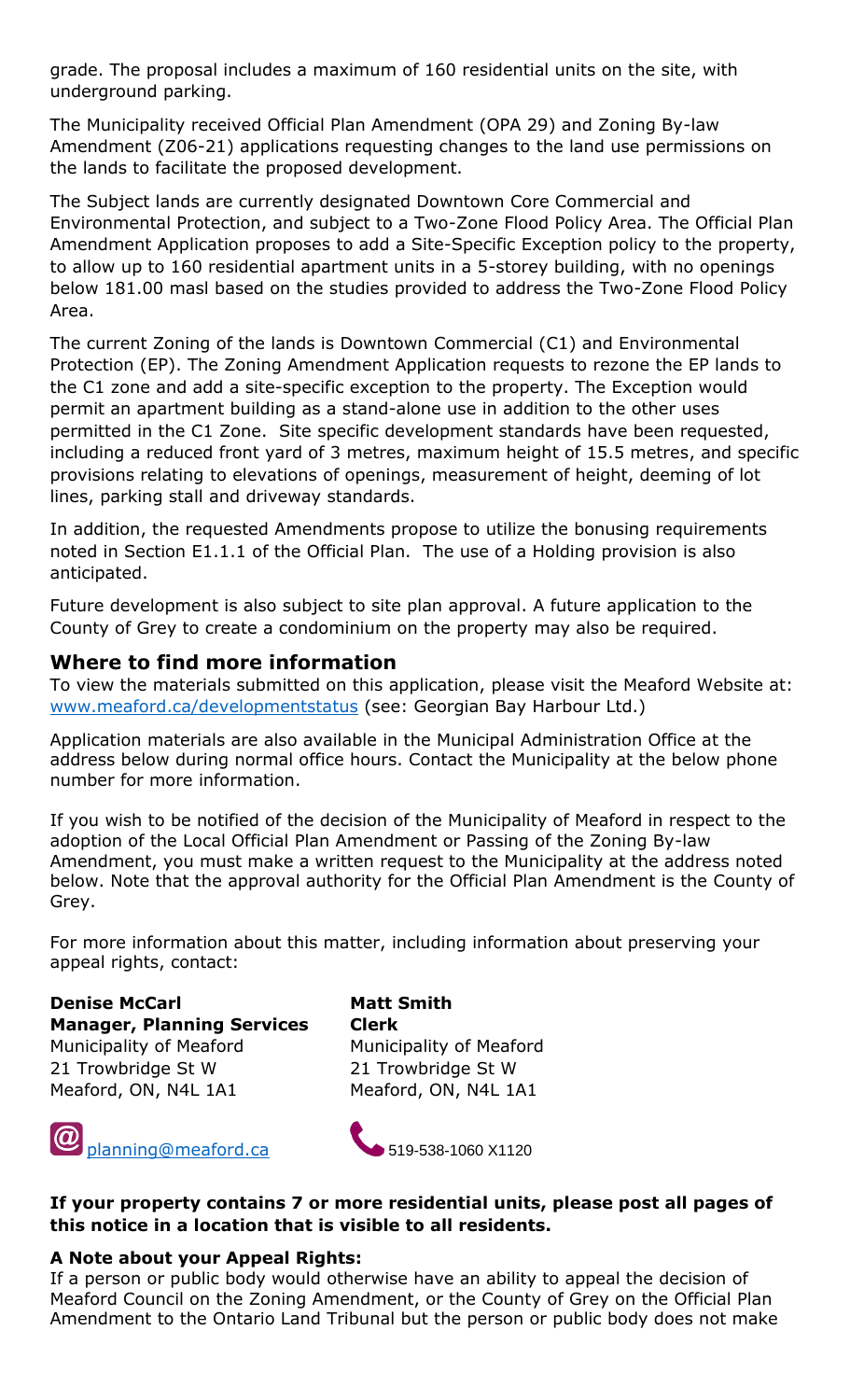grade. The proposal includes a maximum of 160 residential units on the site, with underground parking.

The Municipality received Official Plan Amendment (OPA 29) and Zoning By-law Amendment (Z06-21) applications requesting changes to the land use permissions on the lands to facilitate the proposed development.

The Subject lands are currently designated Downtown Core Commercial and Environmental Protection, and subject to a Two-Zone Flood Policy Area. The Official Plan Amendment Application proposes to add a Site-Specific Exception policy to the property, to allow up to 160 residential apartment units in a 5-storey building, with no openings below 181.00 masl based on the studies provided to address the Two-Zone Flood Policy Area.

The current Zoning of the lands is Downtown Commercial (C1) and Environmental Protection (EP). The Zoning Amendment Application requests to rezone the EP lands to the C1 zone and add a site-specific exception to the property. The Exception would permit an apartment building as a stand-alone use in addition to the other uses permitted in the C1 Zone. Site specific development standards have been requested, including a reduced front yard of 3 metres, maximum height of 15.5 metres, and specific provisions relating to elevations of openings, measurement of height, deeming of lot lines, parking stall and driveway standards.

In addition, the requested Amendments propose to utilize the bonusing requirements noted in Section E1.1.1 of the Official Plan. The use of a Holding provision is also anticipated.

Future development is also subject to site plan approval. A future application to the County of Grey to create a condominium on the property may also be required.

## Where to find more information

To view the materials submitted on this application, please visit the Meaford Website at: www.meaford.ca/developmentstatus (see: Georgian Bay Harbour Ltd.)

Application materials are also available in the Municipal Administration Office at the address below during normal office hours. Contact the Municipality at the below phone number for more information.

If you wish to be notified of the decision of the Municipality of Meaford in respect to the adoption of the Local Official Plan Amendment or Passing of the Zoning By-law Amendment, you must make a written request to the Municipality at the address noted below. Note that the approval authority for the Official Plan Amendment is the County of Grey.

For more information about this matter, including information about preserving your appeal rights, contact:

**Denise McCarl**
**Manager, Planning Services**
Municipality of Meaford
21 Trowbridge St W
Meaford, ON, N4L 1A1

**Matt Smith**
**Clerk**
Municipality of Meaford
21 Trowbridge St W
Meaford, ON, N4L 1A1

planning@meaford.ca

519-538-1060 X1120

**If your property contains 7 or more residential units, please post all pages of this notice in a location that is visible to all residents.**

**A Note about your Appeal Rights:**
If a person or public body would otherwise have an ability to appeal the decision of Meaford Council on the Zoning Amendment, or the County of Grey on the Official Plan Amendment to the Ontario Land Tribunal but the person or public body does not make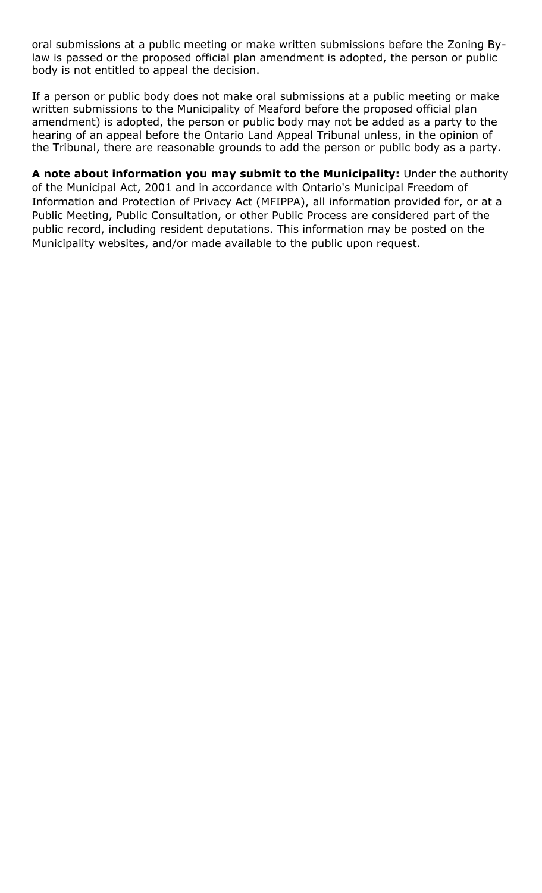oral submissions at a public meeting or make written submissions before the Zoning By-law is passed or the proposed official plan amendment is adopted, the person or public body is not entitled to appeal the decision.

If a person or public body does not make oral submissions at a public meeting or make written submissions to the Municipality of Meaford before the proposed official plan amendment) is adopted, the person or public body may not be added as a party to the hearing of an appeal before the Ontario Land Appeal Tribunal unless, in the opinion of the Tribunal, there are reasonable grounds to add the person or public body as a party.

**A note about information you may submit to the Municipality:** Under the authority of the Municipal Act, 2001 and in accordance with Ontario's Municipal Freedom of Information and Protection of Privacy Act (MFIPPA), all information provided for, or at a Public Meeting, Public Consultation, or other Public Process are considered part of the public record, including resident deputations. This information may be posted on the Municipality websites, and/or made available to the public upon request.